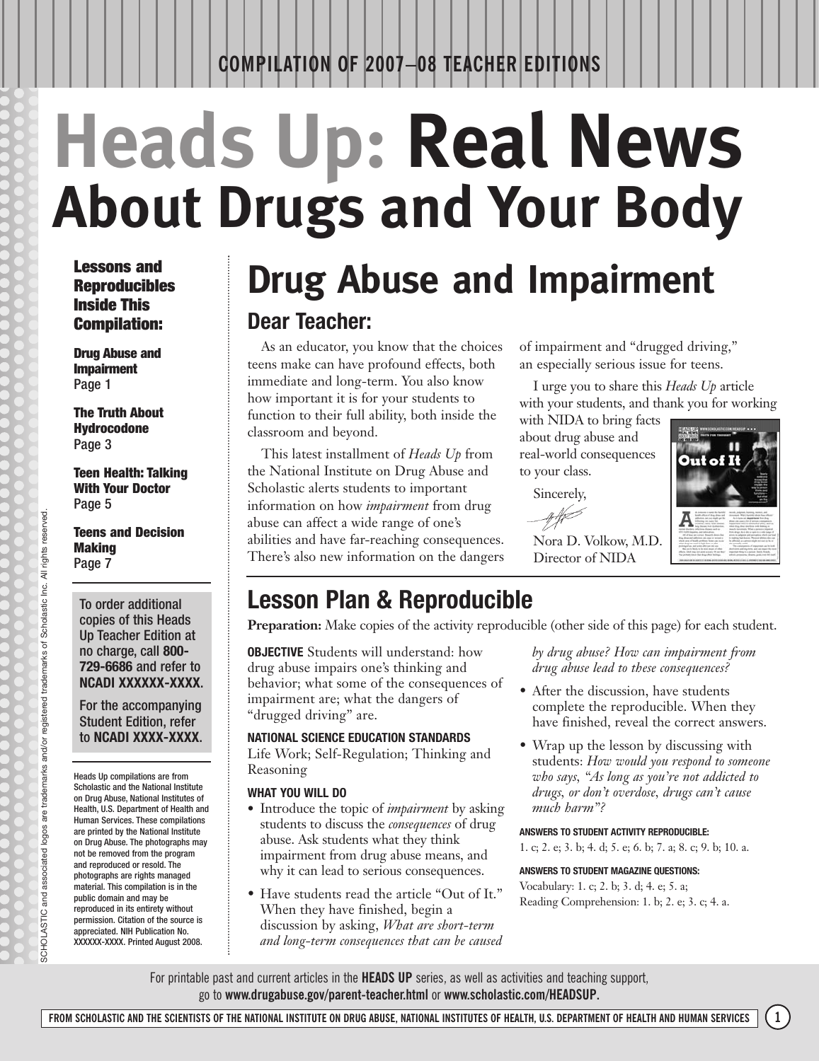COMPILATION OF 2007–08 TEACHER EDITIONS

# Heads Up: Real News About Drugs and Your Body

**Lessons and Reproducibles Inside This Compilation:**

**Drug Abuse and Impairment**
Page 1

**The Truth About Hydrocodone**
Page 3

**Teen Health: Talking With Your Doctor**
Page 5

**Teens and Decision Making**
Page 7

To order additional copies of this Heads Up Teacher Edition at no charge, call **800-729-6686** and refer to **NCADI XXXXXX-XXXX**.

For the accompanying Student Edition, refer to **NCADI XXXX-XXXX**.

Heads Up compilations are from Scholastic and the National Institute on Drug Abuse, National Institutes of Health, U.S. Department of Health and Human Services. These compilations are printed by the National Institute on Drug Abuse. The photographs may not be removed from the program and reproduced or resold. The photographs are rights managed material. This compilation is in the public domain and may be reproduced in its entirety without permission. Citation of the source is appreciated. NIH Publication No. XXXXXX-XXXX. Printed August 2008.

# Drug Abuse and Impairment

## Dear Teacher:

As an educator, you know that the choices teens make can have profound effects, both immediate and long-term. You also know how important it is for your students to function to their full ability, both inside the classroom and beyond.

This latest installment of *Heads Up* from the National Institute on Drug Abuse and Scholastic alerts students to important information on how *impairment* from drug abuse can affect a wide range of one's abilities and have far-reaching consequences. There's also new information on the dangers of impairment and "drugged driving," an especially serious issue for teens.

I urge you to share this *Heads Up* article with your students, and thank you for working with NIDA to bring facts about drug abuse and real-world consequences to your class.

Sincerely,

Nora D. Volkow, M.D.
Director of NIDA

## Lesson Plan & Reproducible

**Preparation:** Make copies of the activity reproducible (other side of this page) for each student.

**OBJECTIVE** Students will understand: how drug abuse impairs one's thinking and behavior; what some of the consequences of impairment are; what the dangers of "drugged driving" are.

**NATIONAL SCIENCE EDUCATION STANDARDS**
Life Work; Self-Regulation; Thinking and Reasoning

**WHAT YOU WILL DO**

- Introduce the topic of *impairment* by asking students to discuss the *consequences* of drug abuse. Ask students what they think impairment from drug abuse means, and why it can lead to serious consequences.
- Have students read the article "Out of It." When they have finished, begin a discussion by asking, *What are short-term and long-term consequences that can be caused by drug abuse? How can impairment from drug abuse lead to these consequences?*
- After the discussion, have students complete the reproducible. When they have finished, reveal the correct answers.
- Wrap up the lesson by discussing with students: *How would you respond to someone who says, "As long as you're not addicted to drugs, or don't overdose, drugs can't cause much harm"?*

**ANSWERS TO STUDENT ACTIVITY REPRODUCIBLE:**
1. c; 2. e; 3. b; 4. d; 5. e; 6. b; 7. a; 8. c; 9. b; 10. a.

**ANSWERS TO STUDENT MAGAZINE QUESTIONS:**
Vocabulary: 1. c; 2. b; 3. d; 4. e; 5. a;
Reading Comprehension: 1. b; 2. e; 3. c; 4. a.

For printable past and current articles in the **HEADS UP** series, as well as activities and teaching support, go to **www.drugabuse.gov/parent-teacher.html** or **www.scholastic.com/HEADSUP.**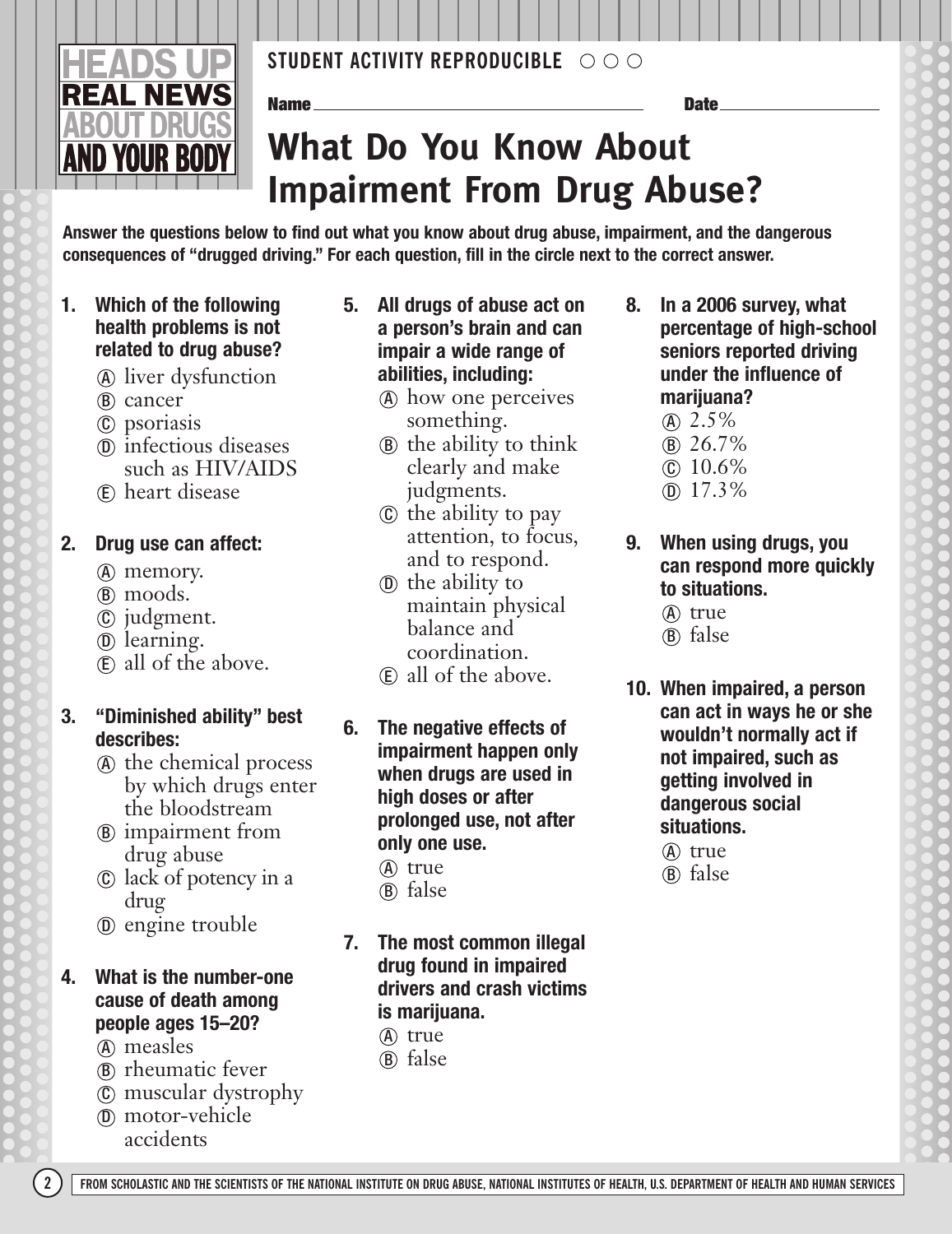HEADS UP
REAL NEWS
ABOUT DRUGS
AND YOUR BODY

STUDENT ACTIVITY REPRODUCIBLE ○ ○ ○

Name ______________________ Date ____________

# What Do You Know About Impairment From Drug Abuse?

**Answer the questions below to find out what you know about drug abuse, impairment, and the dangerous consequences of "drugged driving." For each question, fill in the circle next to the correct answer.**

**1. Which of the following health problems is not related to drug abuse?**

Ⓐ liver dysfunction
Ⓑ cancer
Ⓒ psoriasis
Ⓓ infectious diseases such as HIV/AIDS
Ⓔ heart disease

**2. Drug use can affect:**

Ⓐ memory.
Ⓑ moods.
Ⓒ judgment.
Ⓓ learning.
Ⓔ all of the above.

**3. "Diminished ability" best describes:**

Ⓐ the chemical process by which drugs enter the bloodstream
Ⓑ impairment from drug abuse
Ⓒ lack of potency in a drug
Ⓓ engine trouble

**4. What is the number-one cause of death among people ages 15–20?**

Ⓐ measles
Ⓑ rheumatic fever
Ⓒ muscular dystrophy
Ⓓ motor-vehicle accidents

**5. All drugs of abuse act on a person's brain and can impair a wide range of abilities, including:**

Ⓐ how one perceives something.
Ⓑ the ability to think clearly and make judgments.
Ⓒ the ability to pay attention, to focus, and to respond.
Ⓓ the ability to maintain physical balance and coordination.
Ⓔ all of the above.

**6. The negative effects of impairment happen only when drugs are used in high doses or after prolonged use, not after only one use.**

Ⓐ true
Ⓑ false

**7. The most common illegal drug found in impaired drivers and crash victims is marijuana.**

Ⓐ true
Ⓑ false

**8. In a 2006 survey, what percentage of high-school seniors reported driving under the influence of marijuana?**

Ⓐ 2.5%
Ⓑ 26.7%
Ⓒ 10.6%
Ⓓ 17.3%

**9. When using drugs, you can respond more quickly to situations.**

Ⓐ true
Ⓑ false

**10. When impaired, a person can act in ways he or she wouldn't normally act if not impaired, such as getting involved in dangerous social situations.**

Ⓐ true
Ⓑ false

FROM SCHOLASTIC AND THE SCIENTISTS OF THE NATIONAL INSTITUTE ON DRUG ABUSE, NATIONAL INSTITUTES OF HEALTH, U.S. DEPARTMENT OF HEALTH AND HUMAN SERVICES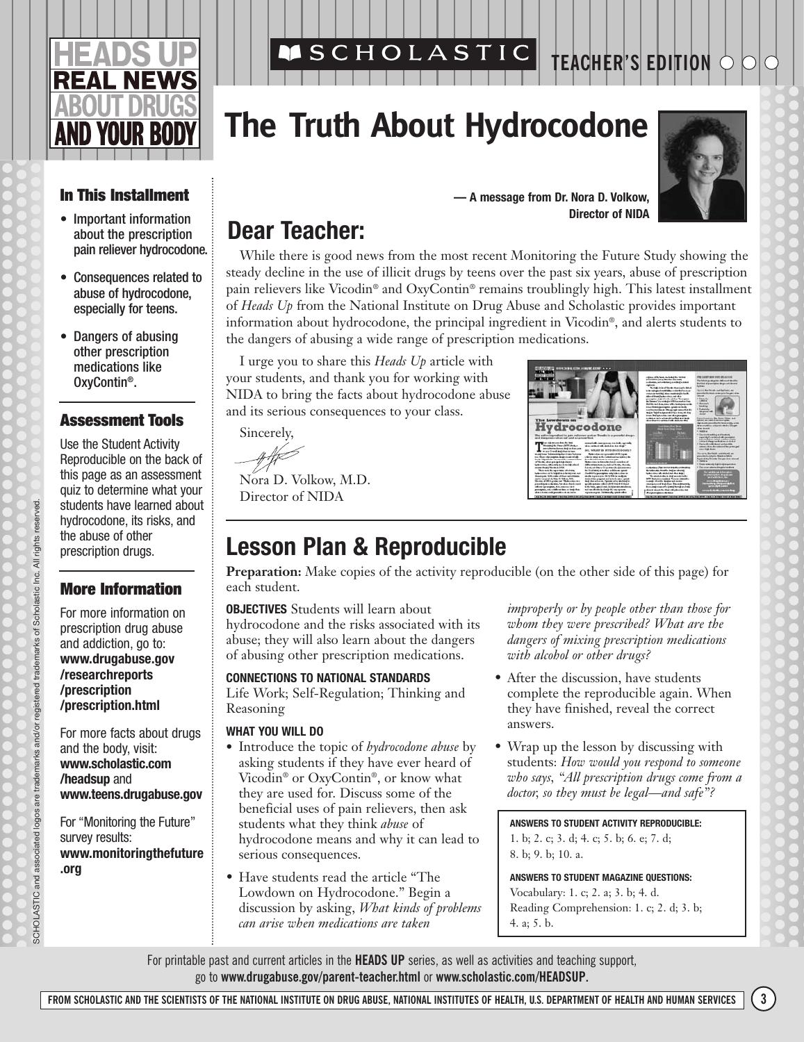HEADS UP REAL NEWS ABOUT DRUGS AND YOUR BODY

SCHOLASTIC TEACHER'S EDITION

# The Truth About Hydrocodone

### In This Installment

- Important information about the prescription pain reliever hydrocodone.
- Consequences related to abuse of hydrocodone, especially for teens.
- Dangers of abusing other prescription medications like OxyContin®.

### Assessment Tools

Use the Student Activity Reproducible on the back of this page as an assessment quiz to determine what your students have learned about hydrocodone, its risks, and the abuse of other prescription drugs.

### More Information

For more information on prescription drug abuse and addiction, go to: **www.drugabuse.gov/researchreports/prescription/prescription.html**

For more facts about drugs and the body, visit: **www.scholastic.com/headsup** and **www.teens.drugabuse.gov**

For "Monitoring the Future" survey results: **www.monitoringthefuture.org**

SCHOLASTIC and associated logos are trademarks and/or registered trademarks of Scholastic Inc. All rights reserved.

**— A message from Dr. Nora D. Volkow, Director of NIDA**

## Dear Teacher:

While there is good news from the most recent Monitoring the Future Study showing the steady decline in the use of illicit drugs by teens over the past six years, abuse of prescription pain relievers like Vicodin® and OxyContin® remains troublingly high. This latest installment of *Heads Up* from the National Institute on Drug Abuse and Scholastic provides important information about hydrocodone, the principal ingredient in Vicodin®, and alerts students to the dangers of abusing a wide range of prescription medications.

I urge you to share this *Heads Up* article with your students, and thank you for working with NIDA to bring the facts about hydrocodone abuse and its serious consequences to your class.

Sincerely,

Nora D. Volkow, M.D.
Director of NIDA

## Lesson Plan & Reproducible

**Preparation:** Make copies of the activity reproducible (on the other side of this page) for each student.

**OBJECTIVES** Students will learn about hydrocodone and the risks associated with its abuse; they will also learn about the dangers of abusing other prescription medications.

**CONNECTIONS TO NATIONAL STANDARDS**
Life Work; Self-Regulation; Thinking and Reasoning

**WHAT YOU WILL DO**

- Introduce the topic of *hydrocodone abuse* by asking students if they have ever heard of Vicodin® or OxyContin®, or know what they are used for. Discuss some of the beneficial uses of pain relievers, then ask students what they think *abuse* of hydrocodone means and why it can lead to serious consequences.
- Have students read the article "The Lowdown on Hydrocodone." Begin a discussion by asking, *What kinds of problems can arise when medications are taken improperly or by people other than those for whom they were prescribed? What are the dangers of mixing prescription medications with alcohol or other drugs?*
- After the discussion, have students complete the reproducible again. When they have finished, reveal the correct answers.
- Wrap up the lesson by discussing with students: *How would you respond to someone who says, "All prescription drugs come from a doctor, so they must be legal—and safe"?*

**ANSWERS TO STUDENT ACTIVITY REPRODUCIBLE:**
1. b; 2. c; 3. d; 4. c; 5. b; 6. e; 7. d; 8. b; 9. b; 10. a.

**ANSWERS TO STUDENT MAGAZINE QUESTIONS:**
Vocabulary: 1. c; 2. a; 3. b; 4. d.
Reading Comprehension: 1. c; 2. d; 3. b; 4. a; 5. b.

For printable past and current articles in the **HEADS UP** series, as well as activities and teaching support, go to **www.drugabuse.gov/parent-teacher.html** or **www.scholastic.com/HEADSUP.**

FROM SCHOLASTIC AND THE SCIENTISTS OF THE NATIONAL INSTITUTE ON DRUG ABUSE, NATIONAL INSTITUTES OF HEALTH, U.S. DEPARTMENT OF HEALTH AND HUMAN SERVICES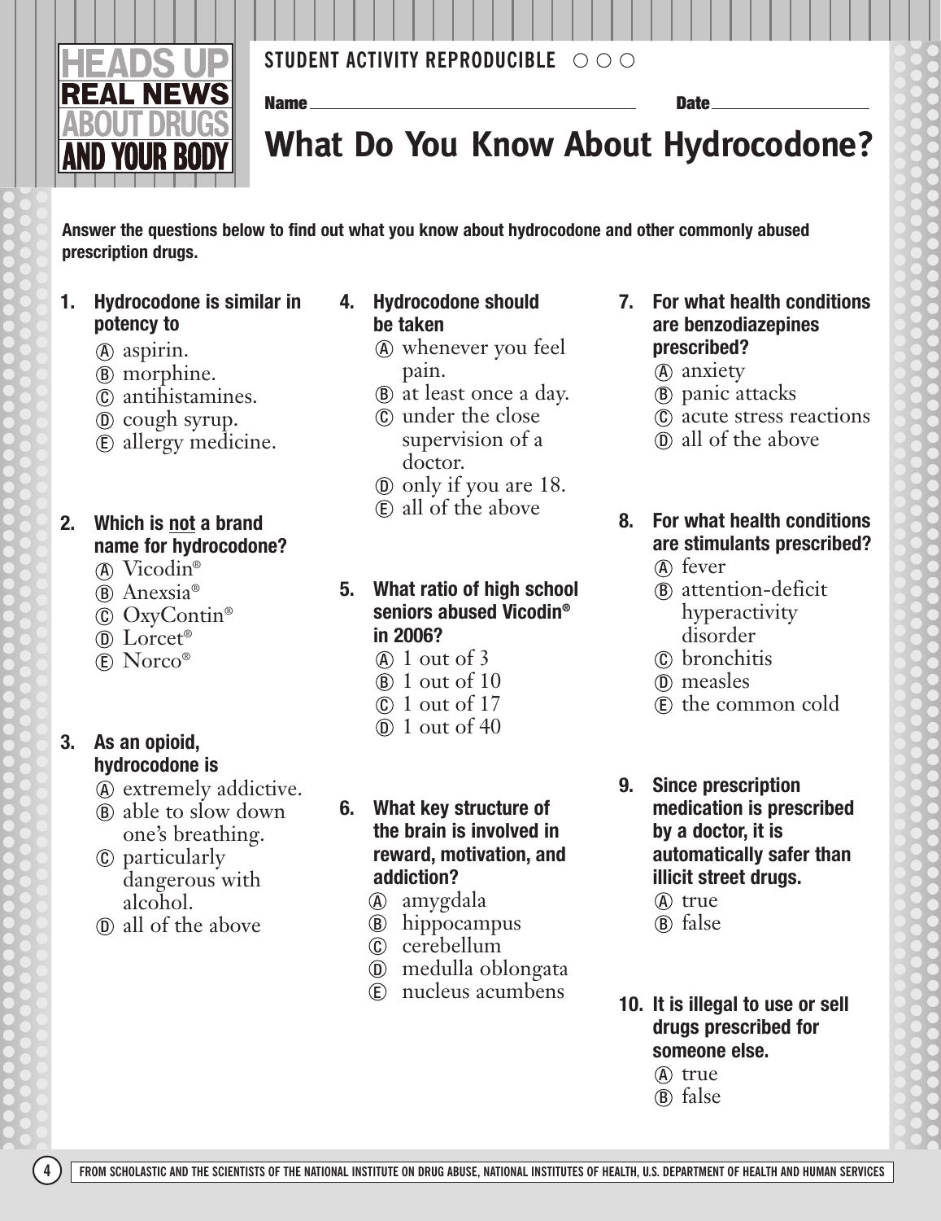HEADS UP REAL NEWS ABOUT DRUGS AND YOUR BODY

STUDENT ACTIVITY REPRODUCIBLE

Name ______________________ Date ______________

# What Do You Know About Hydrocodone?

**Answer the questions below to find out what you know about hydrocodone and other commonly abused prescription drugs.**

**1. Hydrocodone is similar in potency to**

- Ⓐ aspirin.
- Ⓑ morphine.
- Ⓒ antihistamines.
- Ⓓ cough syrup.
- Ⓔ allergy medicine.

**2. Which is not a brand name for hydrocodone?**

- Ⓐ Vicodin®
- Ⓑ Anexsia®
- Ⓒ OxyContin®
- Ⓓ Lorcet®
- Ⓔ Norco®

**3. As an opioid, hydrocodone is**

- Ⓐ extremely addictive.
- Ⓑ able to slow down one's breathing.
- Ⓒ particularly dangerous with alcohol.
- Ⓓ all of the above

**4. Hydrocodone should be taken**

- Ⓐ whenever you feel pain.
- Ⓑ at least once a day.
- Ⓒ under the close supervision of a doctor.
- Ⓓ only if you are 18.
- Ⓔ all of the above

**5. What ratio of high school seniors abused Vicodin® in 2006?**

- Ⓐ 1 out of 3
- Ⓑ 1 out of 10
- Ⓒ 1 out of 17
- Ⓓ 1 out of 40

**6. What key structure of the brain is involved in reward, motivation, and addiction?**

- Ⓐ amygdala
- Ⓑ hippocampus
- Ⓒ cerebellum
- Ⓓ medulla oblongata
- Ⓔ nucleus acumbens

**7. For what health conditions are benzodiazepines prescribed?**

- Ⓐ anxiety
- Ⓑ panic attacks
- Ⓒ acute stress reactions
- Ⓓ all of the above

**8. For what health conditions are stimulants prescribed?**

- Ⓐ fever
- Ⓑ attention-deficit hyperactivity disorder
- Ⓒ bronchitis
- Ⓓ measles
- Ⓔ the common cold

**9. Since prescription medication is prescribed by a doctor, it is automatically safer than illicit street drugs.**

- Ⓐ true
- Ⓑ false

**10. It is illegal to use or sell drugs prescribed for someone else.**

- Ⓐ true
- Ⓑ false

FROM SCHOLASTIC AND THE SCIENTISTS OF THE NATIONAL INSTITUTE ON DRUG ABUSE, NATIONAL INSTITUTES OF HEALTH, U.S. DEPARTMENT OF HEALTH AND HUMAN SERVICES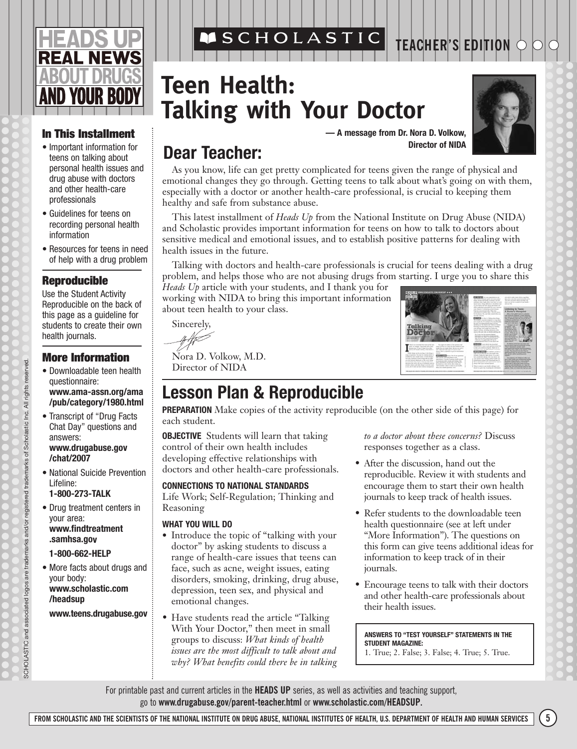# HEADS UP REAL NEWS ABOUT DRUGS AND YOUR BODY

SCHOLASTIC TEACHER'S EDITION

# Teen Health: Talking with Your Doctor

**— A message from Dr. Nora D. Volkow, Director of NIDA**

## Dear Teacher:

As you know, life can get pretty complicated for teens given the range of physical and emotional changes they go through. Getting teens to talk about what's going on with them, especially with a doctor or another health-care professional, is crucial to keeping them healthy and safe from substance abuse.

This latest installment of *Heads Up* from the National Institute on Drug Abuse (NIDA) and Scholastic provides important information for teens on how to talk to doctors about sensitive medical and emotional issues, and to establish positive patterns for dealing with health issues in the future.

Talking with doctors and health-care professionals is crucial for teens dealing with a drug problem, and helps those who are not abusing drugs from starting. I urge you to share this *Heads Up* article with your students, and I thank you for working with NIDA to bring this important information about teen health to your class.

Sincerely,

Nora D. Volkow, M.D.
Director of NIDA

### In This Installment

- Important information for teens on talking about personal health issues and drug abuse with doctors and other health-care professionals
- Guidelines for teens on recording personal health information
- Resources for teens in need of help with a drug problem

### Reproducible

Use the Student Activity Reproducible on the back of this page as a guideline for students to create their own health journals.

### More Information

- Downloadable teen health questionnaire: **www.ama-assn.org/ama/pub/category/1980.html**
- Transcript of "Drug Facts Chat Day" questions and answers: **www.drugabuse.gov/chat/2007**
- National Suicide Prevention Lifeline: **1-800-273-TALK**
- Drug treatment centers in your area: **www.findtreatment.samhsa.gov**
  **1-800-662-HELP**
- More facts about drugs and your body: **www.scholastic.com/headsup**
  **www.teens.drugabuse.gov**

## Lesson Plan & Reproducible

**PREPARATION** Make copies of the activity reproducible (on the other side of this page) for each student.

**OBJECTIVE** Students will learn that taking control of their own health includes developing effective relationships with doctors and other health-care professionals.

**CONNECTIONS TO NATIONAL STANDARDS**
Life Work; Self-Regulation; Thinking and Reasoning

**WHAT YOU WILL DO**

- Introduce the topic of "talking with your doctor" by asking students to discuss a range of health-care issues that teens can face, such as acne, weight issues, eating disorders, smoking, drinking, drug abuse, depression, teen sex, and physical and emotional changes.
- Have students read the article "Talking With Your Doctor," then meet in small groups to discuss: *What kinds of health issues are the most difficult to talk about and why? What benefits could there be in talking to a doctor about these concerns?* Discuss responses together as a class.
- After the discussion, hand out the reproducible. Review it with students and encourage them to start their own health journals to keep track of health issues.
- Refer students to the downloadable teen health questionnaire (see at left under "More Information"). The questions on this form can give teens additional ideas for information to keep track of in their journals.
- Encourage teens to talk with their doctors and other health-care professionals about their health issues.

**ANSWERS TO "TEST YOURSELF" STATEMENTS IN THE STUDENT MAGAZINE:**
1. True; 2. False; 3. False; 4. True; 5. True.

For printable past and current articles in the **HEADS UP** series, as well as activities and teaching support, go to **www.drugabuse.gov/parent-teacher.html** or **www.scholastic.com/HEADSUP.**

SCHOLASTIC and associated logos are trademarks and/or registered trademarks of Scholastic Inc. All rights reserved.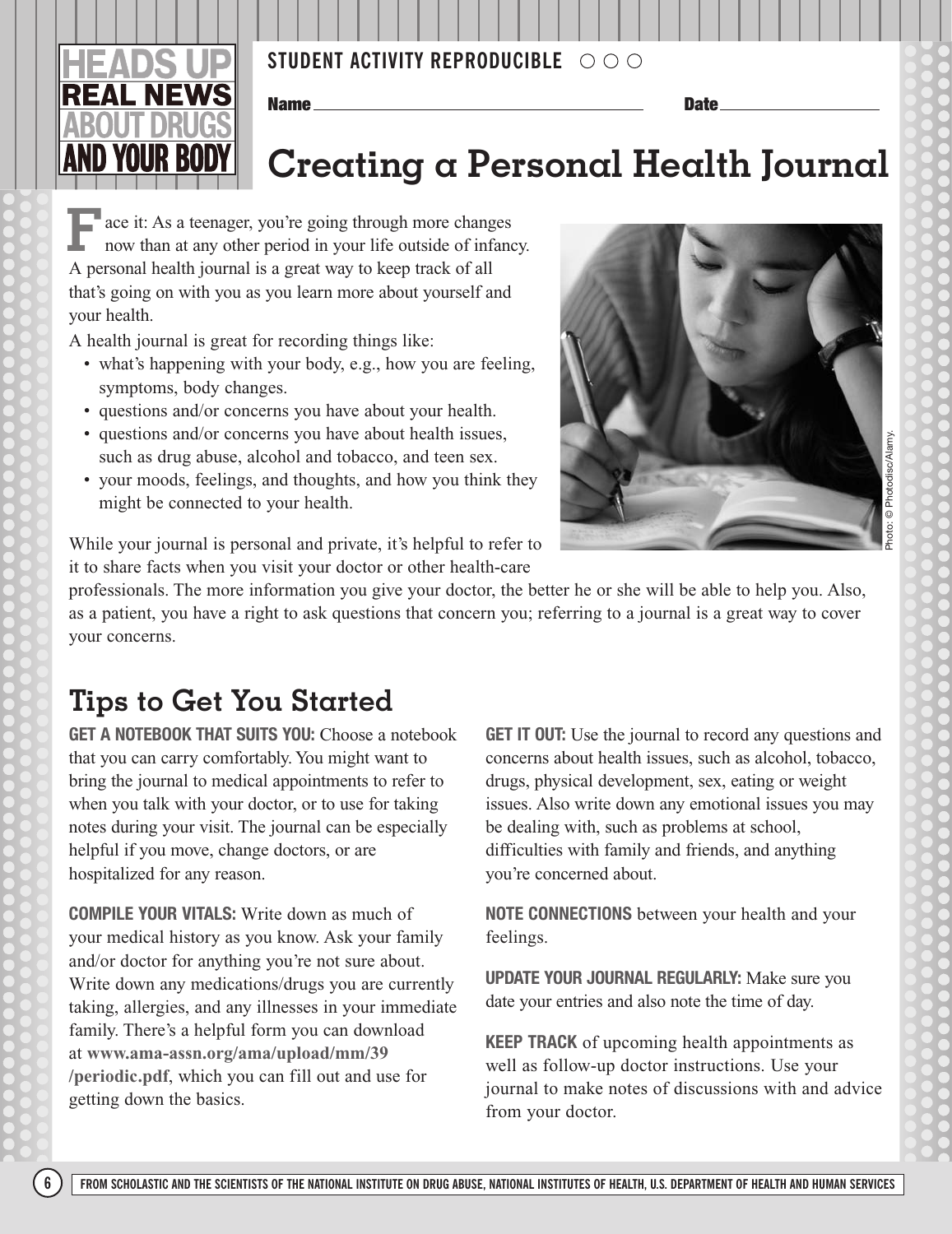HEADS UP REAL NEWS ABOUT DRUGS AND YOUR BODY

STUDENT ACTIVITY REPRODUCIBLE

Name ______________________ Date ____________

# Creating a Personal Health Journal

Face it: As a teenager, you're going through more changes now than at any other period in your life outside of infancy. A personal health journal is a great way to keep track of all that's going on with you as you learn more about yourself and your health.

A health journal is great for recording things like:

- what's happening with your body, e.g., how you are feeling, symptoms, body changes.
- questions and/or concerns you have about your health.
- questions and/or concerns you have about health issues, such as drug abuse, alcohol and tobacco, and teen sex.
- your moods, feelings, and thoughts, and how you think they might be connected to your health.

Photo: © Photodisc/Alamy.

While your journal is personal and private, it's helpful to refer to it to share facts when you visit your doctor or other health-care professionals. The more information you give your doctor, the better he or she will be able to help you. Also, as a patient, you have a right to ask questions that concern you; referring to a journal is a great way to cover your concerns.

## Tips to Get You Started

**GET A NOTEBOOK THAT SUITS YOU:** Choose a notebook that you can carry comfortably. You might want to bring the journal to medical appointments to refer to when you talk with your doctor, or to use for taking notes during your visit. The journal can be especially helpful if you move, change doctors, or are hospitalized for any reason.

**COMPILE YOUR VITALS:** Write down as much of your medical history as you know. Ask your family and/or doctor for anything you're not sure about. Write down any medications/drugs you are currently taking, allergies, and any illnesses in your immediate family. There's a helpful form you can download at **www.ama-assn.org/ama/upload/mm/39/periodic.pdf**, which you can fill out and use for getting down the basics.

**GET IT OUT:** Use the journal to record any questions and concerns about health issues, such as alcohol, tobacco, drugs, physical development, sex, eating or weight issues. Also write down any emotional issues you may be dealing with, such as problems at school, difficulties with family and friends, and anything you're concerned about.

**NOTE CONNECTIONS** between your health and your feelings.

**UPDATE YOUR JOURNAL REGULARLY:** Make sure you date your entries and also note the time of day.

**KEEP TRACK** of upcoming health appointments as well as follow-up doctor instructions. Use your journal to make notes of discussions with and advice from your doctor.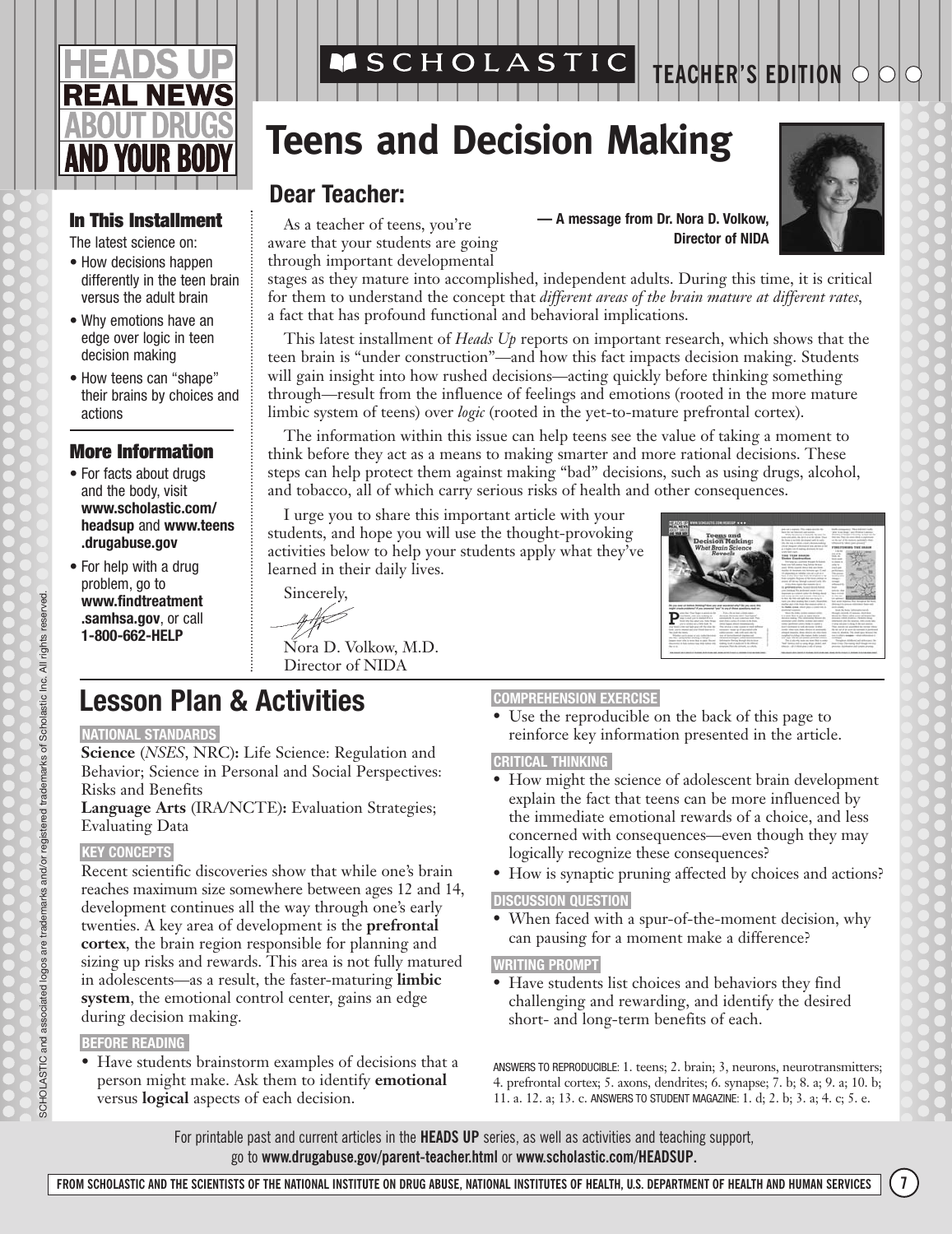# HEADS UP REAL NEWS ABOUT DRUGS AND YOUR BODY

SCHOLASTIC TEACHER'S EDITION

# Teens and Decision Making

## Dear Teacher:

— A message from Dr. Nora D. Volkow, Director of NIDA

As a teacher of teens, you're aware that your students are going through important developmental stages as they mature into accomplished, independent adults. During this time, it is critical for them to understand the concept that *different areas of the brain mature at different rates*, a fact that has profound functional and behavioral implications.

This latest installment of *Heads Up* reports on important research, which shows that the teen brain is "under construction"—and how this fact impacts decision making. Students will gain insight into how rushed decisions—acting quickly before thinking something through—result from the influence of feelings and emotions (rooted in the more mature limbic system of teens) over *logic* (rooted in the yet-to-mature prefrontal cortex).

The information within this issue can help teens see the value of taking a moment to think before they act as a means to making smarter and more rational decisions. These steps can help protect them against making "bad" decisions, such as using drugs, alcohol, and tobacco, all of which carry serious risks of health and other consequences.

I urge you to share this important article with your students, and hope you will use the thought-provoking activities below to help your students apply what they've learned in their daily lives.

Sincerely,

Nora D. Volkow, M.D.
Director of NIDA

### In This Installment

The latest science on:

- How decisions happen differently in the teen brain versus the adult brain
- Why emotions have an edge over logic in teen decision making
- How teens can "shape" their brains by choices and actions

### More Information

- For facts about drugs and the body, visit **www.scholastic.com/headsup** and **www.teens.drugabuse.gov**
- For help with a drug problem, go to **www.findtreatment.samhsa.gov**, or call **1-800-662-HELP**

## Lesson Plan & Activities

**NATIONAL STANDARDS**

**Science** (*NSES*, NRC)**:** Life Science: Regulation and Behavior; Science in Personal and Social Perspectives: Risks and Benefits

**Language Arts** (IRA/NCTE)**:** Evaluation Strategies; Evaluating Data

**KEY CONCEPTS**

Recent scientific discoveries show that while one's brain reaches maximum size somewhere between ages 12 and 14, development continues all the way through one's early twenties. A key area of development is the **prefrontal cortex**, the brain region responsible for planning and sizing up risks and rewards. This area is not fully matured in adolescents—as a result, the faster-maturing **limbic system**, the emotional control center, gains an edge during decision making.

**BEFORE READING**

- Have students brainstorm examples of decisions that a person might make. Ask them to identify **emotional** versus **logical** aspects of each decision.

**COMPREHENSION EXERCISE**

- Use the reproducible on the back of this page to reinforce key information presented in the article.

**CRITICAL THINKING**

- How might the science of adolescent brain development explain the fact that teens can be more influenced by the immediate emotional rewards of a choice, and less concerned with consequences—even though they may logically recognize these consequences?
- How is synaptic pruning affected by choices and actions?

**DISCUSSION QUESTION**

- When faced with a spur-of-the-moment decision, why can pausing for a moment make a difference?

**WRITING PROMPT**

- Have students list choices and behaviors they find challenging and rewarding, and identify the desired short- and long-term benefits of each.

ANSWERS TO REPRODUCIBLE: 1. teens; 2. brain; 3, neurons, neurotransmitters; 4. prefrontal cortex; 5. axons, dendrites; 6. synapse; 7. b; 8. a; 9. a; 10. b; 11. a. 12. a; 13. c. ANSWERS TO STUDENT MAGAZINE: 1. d; 2. b; 3. a; 4. c; 5. e.

For printable past and current articles in the **HEADS UP** series, as well as activities and teaching support, go to **www.drugabuse.gov/parent-teacher.html** or **www.scholastic.com/HEADSUP.**

FROM SCHOLASTIC AND THE SCIENTISTS OF THE NATIONAL INSTITUTE ON DRUG ABUSE, NATIONAL INSTITUTES OF HEALTH, U.S. DEPARTMENT OF HEALTH AND HUMAN SERVICES

SCHOLASTIC and associated logos are trademarks and/or registered trademarks of Scholastic Inc. All rights reserved.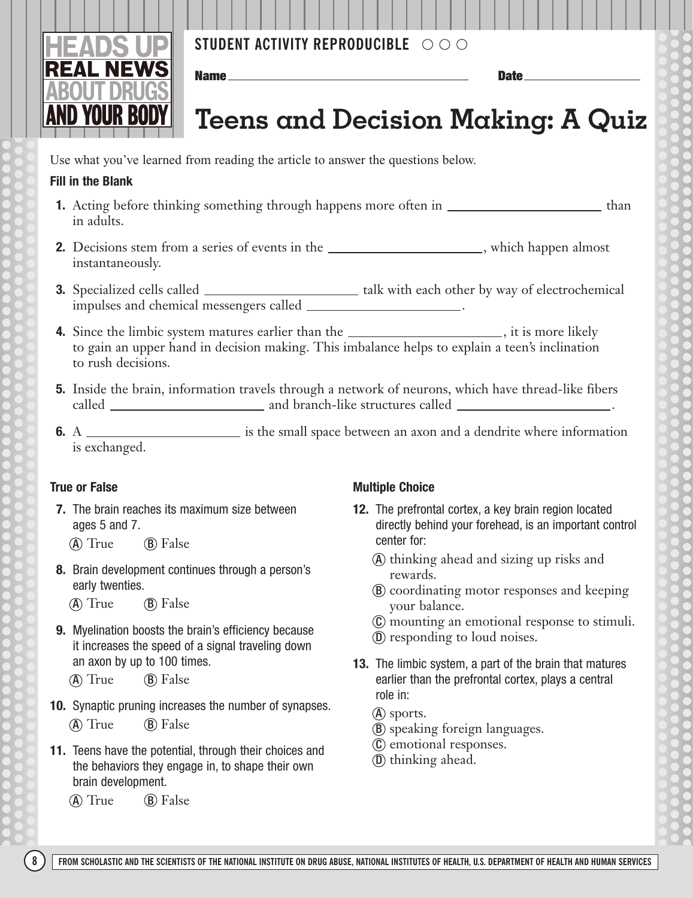HEADS UP
REAL NEWS
ABOUT DRUGS
AND YOUR BODY

STUDENT ACTIVITY REPRODUCIBLE ○○○

**Name** ______________________ **Date** ______________

# Teens and Decision Making: A Quiz

Use what you've learned from reading the article to answer the questions below.

### Fill in the Blank

1. Acting before thinking something through happens more often in ______________________ than in adults.

2. Decisions stem from a series of events in the ______________________, which happen almost instantaneously.

3. Specialized cells called ______________________ talk with each other by way of electrochemical impulses and chemical messengers called ______________________.

4. Since the limbic system matures earlier than the ______________________, it is more likely to gain an upper hand in decision making. This imbalance helps to explain a teen's inclination to rush decisions.

5. Inside the brain, information travels through a network of neurons, which have thread-like fibers called ______________________ and branch-like structures called ______________________.

6. A ______________________ is the small space between an axon and a dendrite where information is exchanged.

### True or False

7. The brain reaches its maximum size between ages 5 and 7.

   Ⓐ True Ⓑ False

8. Brain development continues through a person's early twenties.

   Ⓐ True Ⓑ False

9. Myelination boosts the brain's efficiency because it increases the speed of a signal traveling down an axon by up to 100 times.

   Ⓐ True Ⓑ False

10. Synaptic pruning increases the number of synapses.

    Ⓐ True Ⓑ False

11. Teens have the potential, through their choices and the behaviors they engage in, to shape their own brain development.

    Ⓐ True Ⓑ False

### Multiple Choice

12. The prefrontal cortex, a key brain region located directly behind your forehead, is an important control center for:

    Ⓐ thinking ahead and sizing up risks and rewards.
    Ⓑ coordinating motor responses and keeping your balance.
    Ⓒ mounting an emotional response to stimuli.
    Ⓓ responding to loud noises.

13. The limbic system, a part of the brain that matures earlier than the prefrontal cortex, plays a central role in:

    Ⓐ sports.
    Ⓑ speaking foreign languages.
    Ⓒ emotional responses.
    Ⓓ thinking ahead.

FROM SCHOLASTIC AND THE SCIENTISTS OF THE NATIONAL INSTITUTE ON DRUG ABUSE, NATIONAL INSTITUTES OF HEALTH, U.S. DEPARTMENT OF HEALTH AND HUMAN SERVICES